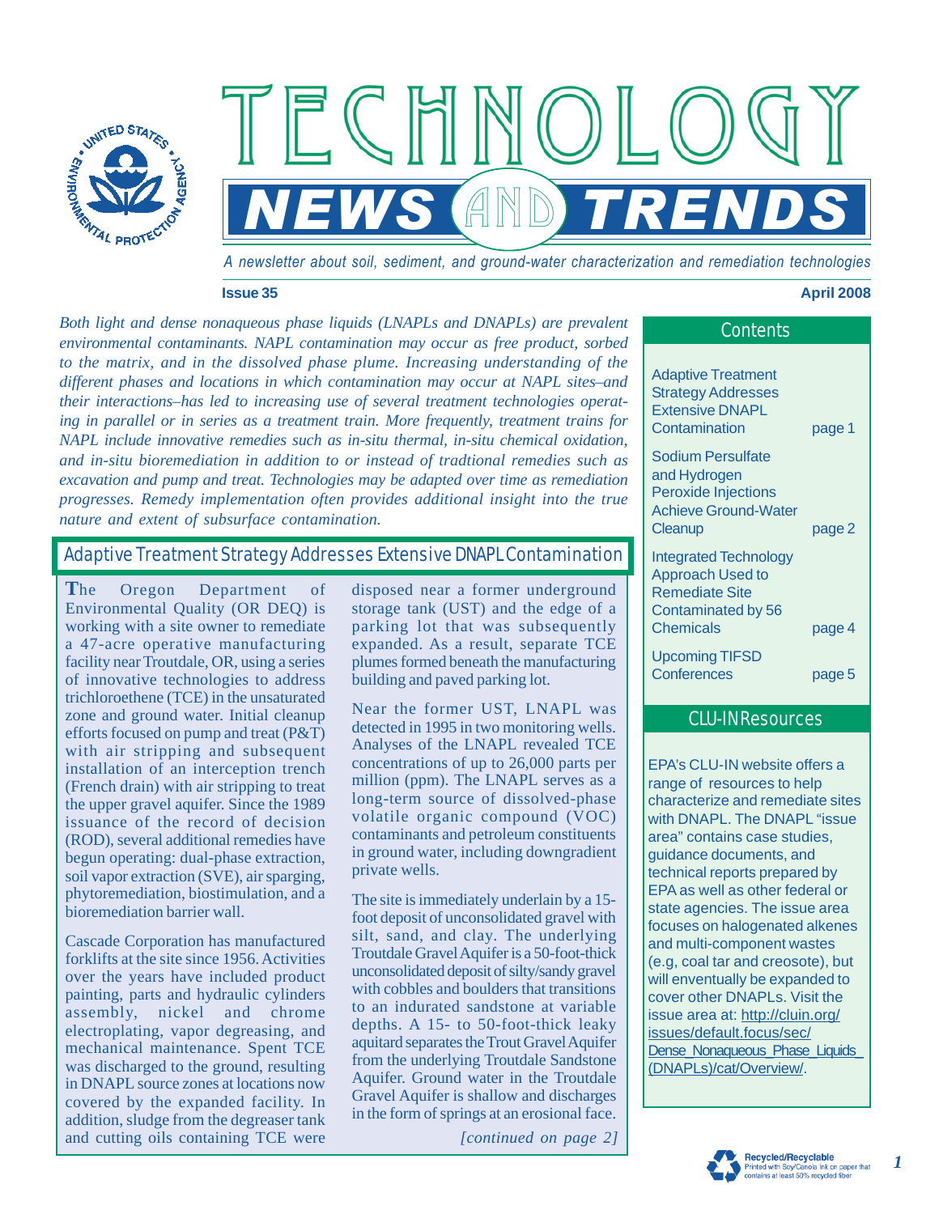# TECHNOLOGY NEWS AND TRENDS

A newsletter about soil, sediment, and ground-water characterization and remediation technologies

**Issue 35** **April 2008**

*Both light and dense nonaqueous phase liquids (LNAPLs and DNAPLs) are prevalent environmental contaminants. NAPL contamination may occur as free product, sorbed to the matrix, and in the dissolved phase plume. Increasing understanding of the different phases and locations in which contamination may occur at NAPL sites–and their interactions–has led to increasing use of several treatment technologies operating in parallel or in series as a treatment train. More frequently, treatment trains for NAPL include innovative remedies such as in-situ thermal, in-situ chemical oxidation, and in-situ bioremediation in addition to or instead of tradtional remedies such as excavation and pump and treat. Technologies may be adapted over time as remediation progresses. Remedy implementation often provides additional insight into the true nature and extent of subsurface contamination.*

## Contents

| | |
|---|---|
| Adaptive Treatment Strategy Addresses Extensive DNAPL Contamination | page 1 |
| Sodium Persulfate and Hydrogen Peroxide Injections Achieve Ground-Water Cleanup | page 2 |
| Integrated Technology Approach Used to Remediate Site Contaminated by 56 Chemicals | page 4 |
| Upcoming TIFSD Conferences | page 5 |

## Adaptive Treatment Strategy Addresses Extensive DNAPL Contamination

The Oregon Department of Environmental Quality (OR DEQ) is working with a site owner to remediate a 47-acre operative manufacturing facility near Troutdale, OR, using a series of innovative technologies to address trichloroethene (TCE) in the unsaturated zone and ground water. Initial cleanup efforts focused on pump and treat (P&T) with air stripping and subsequent installation of an interception trench (French drain) with air stripping to treat the upper gravel aquifer. Since the 1989 issuance of the record of decision (ROD), several additional remedies have begun operating: dual-phase extraction, soil vapor extraction (SVE), air sparging, phytoremediation, biostimulation, and a bioremediation barrier wall.

Cascade Corporation has manufactured forklifts at the site since 1956. Activities over the years have included product painting, parts and hydraulic cylinders assembly, nickel and chrome electroplating, vapor degreasing, and mechanical maintenance. Spent TCE was discharged to the ground, resulting in DNAPL source zones at locations now covered by the expanded facility. In addition, sludge from the degreaser tank and cutting oils containing TCE were disposed near a former underground storage tank (UST) and the edge of a parking lot that was subsequently expanded. As a result, separate TCE plumes formed beneath the manufacturing building and paved parking lot.

Near the former UST, LNAPL was detected in 1995 in two monitoring wells. Analyses of the LNAPL revealed TCE concentrations of up to 26,000 parts per million (ppm). The LNAPL serves as a long-term source of dissolved-phase volatile organic compound (VOC) contaminants and petroleum constituents in ground water, including downgradient private wells.

The site is immediately underlain by a 15-foot deposit of unconsolidated gravel with silt, sand, and clay. The underlying Troutdale Gravel Aquifer is a 50-foot-thick unconsolidated deposit of silty/sandy gravel with cobbles and boulders that transitions to an indurated sandstone at variable depths. A 15- to 50-foot-thick leaky aquitard separates the Trout Gravel Aquifer from the underlying Troutdale Sandstone Aquifer. Ground water in the Troutdale Gravel Aquifer is shallow and discharges in the form of springs at an erosional face.

*[continued on page 2]*

## CLU-IN Resources

EPA's CLU-IN website offers a range of resources to help characterize and remediate sites with DNAPL. The DNAPL "issue area" contains case studies, guidance documents, and technical reports prepared by EPA as well as other federal or state agencies. The issue area focuses on halogenated alkenes and multi-component wastes (e.g, coal tar and creosote), but will enventually be expanded to cover other DNAPLs. Visit the issue area at: http://cluin.org/issues/default.focus/sec/Dense_Nonaqueous_Phase_Liquids_(DNAPLs)/cat/Overview/.

Recycled/Recyclable
Printed with Soy/Canola ink on paper that contains at least 50% recycled fiber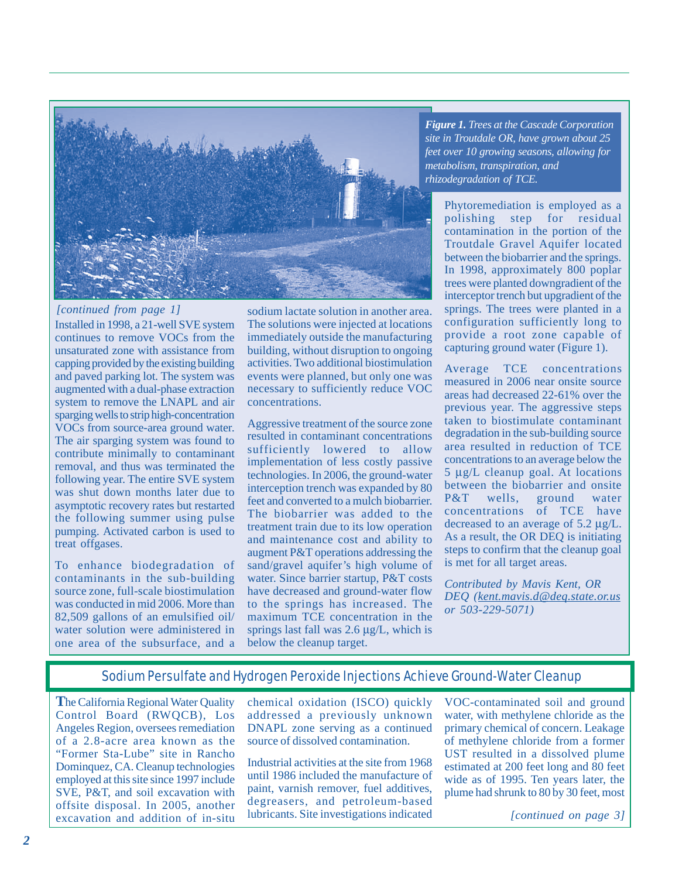*[continued from page 1]*

Installed in 1998, a 21-well SVE system continues to remove VOCs from the unsaturated zone with assistance from capping provided by the existing building and paved parking lot. The system was augmented with a dual-phase extraction system to remove the LNAPL and air sparging wells to strip high-concentration VOCs from source-area ground water. The air sparging system was found to contribute minimally to contaminant removal, and thus was terminated the following year. The entire SVE system was shut down months later due to asymptotic recovery rates but restarted the following summer using pulse pumping. Activated carbon is used to treat offgases.

To enhance biodegradation of contaminants in the sub-building source zone, full-scale biostimulation was conducted in mid 2006. More than 82,509 gallons of an emulsified oil/water solution were administered in one area of the subsurface, and a sodium lactate solution in another area. The solutions were injected at locations immediately outside the manufacturing building, without disruption to ongoing activities. Two additional biostimulation events were planned, but only one was necessary to sufficiently reduce VOC concentrations.

Aggressive treatment of the source zone resulted in contaminant concentrations sufficiently lowered to allow implementation of less costly passive technologies. In 2006, the ground-water interception trench was expanded by 80 feet and converted to a mulch biobarrier. The biobarrier was added to the treatment train due to its low operation and maintenance cost and ability to augment P&T operations addressing the sand/gravel aquifer's high volume of water. Since barrier startup, P&T costs have decreased and ground-water flow to the springs has increased. The maximum TCE concentration in the springs last fall was 2.6 µg/L, which is below the cleanup target.

***Figure 1.*** *Trees at the Cascade Corporation site in Troutdale OR, have grown about 25 feet over 10 growing seasons, allowing for metabolism, transpiration, and rhizodegradation of TCE.*

Phytoremediation is employed as a polishing step for residual contamination in the portion of the Troutdale Gravel Aquifer located between the biobarrier and the springs. In 1998, approximately 800 poplar trees were planted downgradient of the interceptor trench but upgradient of the springs. The trees were planted in a configuration sufficiently long to provide a root zone capable of capturing ground water (Figure 1).

Average TCE concentrations measured in 2006 near onsite source areas had decreased 22-61% over the previous year. The aggressive steps taken to biostimulate contaminant degradation in the sub-building source area resulted in reduction of TCE concentrations to an average below the 5 µg/L cleanup goal. At locations between the biobarrier and onsite P&T wells, ground water concentrations of TCE have decreased to an average of 5.2 µg/L. As a result, the OR DEQ is initiating steps to confirm that the cleanup goal is met for all target areas.

*Contributed by Mavis Kent, OR DEQ (kent.mavis.d@deq.state.or.us or 503-229-5071)*

## Sodium Persulfate and Hydrogen Peroxide Injections Achieve Ground-Water Cleanup

The California Regional Water Quality Control Board (RWQCB), Los Angeles Region, oversees remediation of a 2.8-acre area known as the "Former Sta-Lube" site in Rancho Dominquez, CA. Cleanup technologies employed at this site since 1997 include SVE, P&T, and soil excavation with offsite disposal. In 2005, another excavation and addition of in-situ chemical oxidation (ISCO) quickly addressed a previously unknown DNAPL zone serving as a continued source of dissolved contamination.

Industrial activities at the site from 1968 until 1986 included the manufacture of paint, varnish remover, fuel additives, degreasers, and petroleum-based lubricants. Site investigations indicated VOC-contaminated soil and ground water, with methylene chloride as the primary chemical of concern. Leakage of methylene chloride from a former UST resulted in a dissolved plume estimated at 200 feet long and 80 feet wide as of 1995. Ten years later, the plume had shrunk to 80 by 30 feet, most

*[continued on page 3]*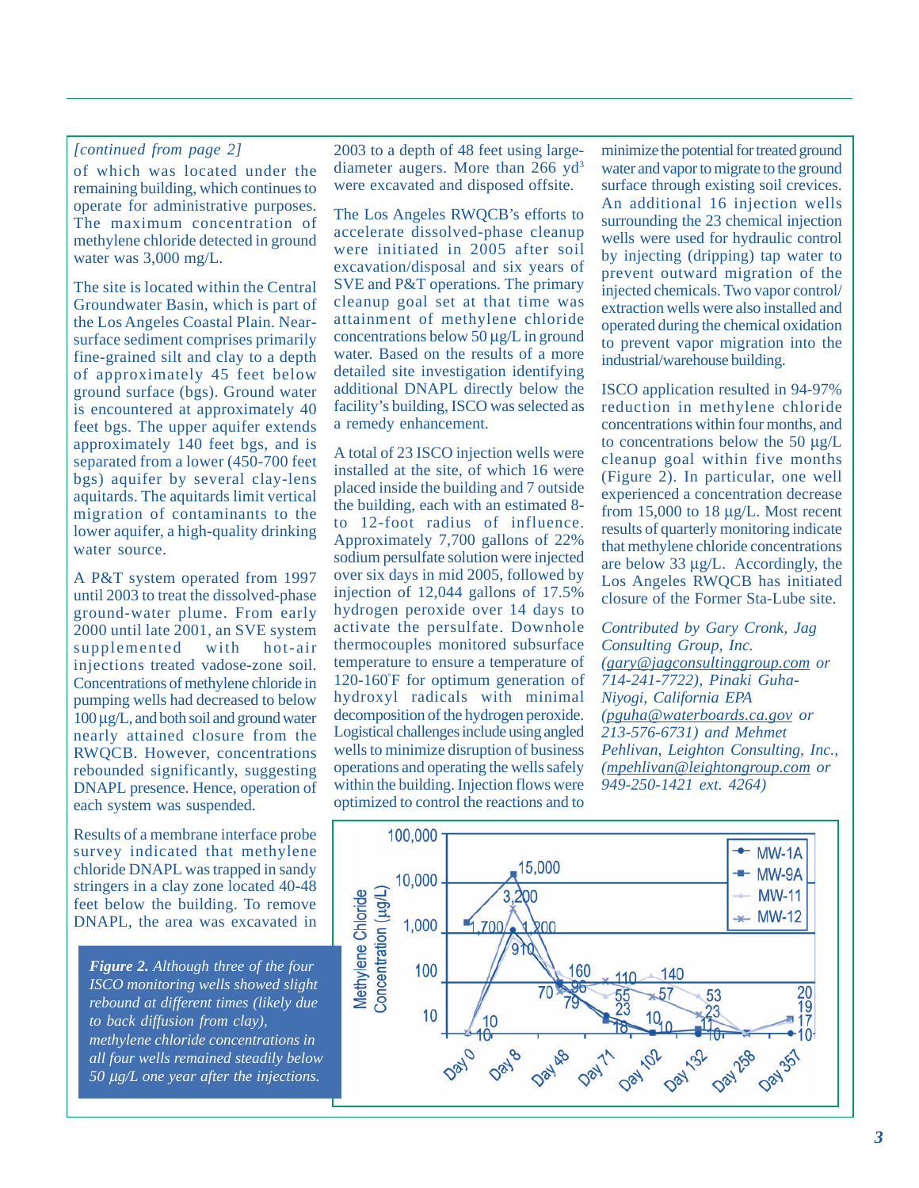*[continued from page 2]*

of which was located under the remaining building, which continues to operate for administrative purposes. The maximum concentration of methylene chloride detected in ground water was 3,000 mg/L.

The site is located within the Central Groundwater Basin, which is part of the Los Angeles Coastal Plain. Near-surface sediment comprises primarily fine-grained silt and clay to a depth of approximately 45 feet below ground surface (bgs). Ground water is encountered at approximately 40 feet bgs. The upper aquifer extends approximately 140 feet bgs, and is separated from a lower (450-700 feet bgs) aquifer by several clay-lens aquitards. The aquitards limit vertical migration of contaminants to the lower aquifer, a high-quality drinking water source.

A P&T system operated from 1997 until 2003 to treat the dissolved-phase ground-water plume. From early 2000 until late 2001, an SVE system supplemented with hot-air injections treated vadose-zone soil. Concentrations of methylene chloride in pumping wells had decreased to below 100 µg/L, and both soil and ground water nearly attained closure from the RWQCB. However, concentrations rebounded significantly, suggesting DNAPL presence. Hence, operation of each system was suspended.

Results of a membrane interface probe survey indicated that methylene chloride DNAPL was trapped in sandy stringers in a clay zone located 40-48 feet below the building. To remove DNAPL, the area was excavated in 2003 to a depth of 48 feet using large-diameter augers. More than 266 $yd^3$ were excavated and disposed offsite.

The Los Angeles RWQCB's efforts to accelerate dissolved-phase cleanup were initiated in 2005 after soil excavation/disposal and six years of SVE and P&T operations. The primary cleanup goal set at that time was attainment of methylene chloride concentrations below 50 µg/L in ground water. Based on the results of a more detailed site investigation identifying additional DNAPL directly below the facility's building, ISCO was selected as a remedy enhancement.

A total of 23 ISCO injection wells were installed at the site, of which 16 were placed inside the building and 7 outside the building, each with an estimated 8- to 12-foot radius of influence. Approximately 7,700 gallons of 22% sodium persulfate solution were injected over six days in mid 2005, followed by injection of 12,044 gallons of 17.5% hydrogen peroxide over 14 days to activate the persulfate. Downhole thermocouples monitored subsurface temperature to ensure a temperature of 120-160°F for optimum generation of hydroxyl radicals with minimal decomposition of the hydrogen peroxide. Logistical challenges include using angled wells to minimize disruption of business operations and operating the wells safely within the building. Injection flows were optimized to control the reactions and to minimize the potential for treated ground water and vapor to migrate to the ground surface through existing soil crevices. An additional 16 injection wells surrounding the 23 chemical injection wells were used for hydraulic control by injecting (dripping) tap water to prevent outward migration of the injected chemicals. Two vapor control/extraction wells were also installed and operated during the chemical oxidation to prevent vapor migration into the industrial/warehouse building.

ISCO application resulted in 94-97% reduction in methylene chloride concentrations within four months, and to concentrations below the 50 µg/L cleanup goal within five months (Figure 2). In particular, one well experienced a concentration decrease from 15,000 to 18 µg/L. Most recent results of quarterly monitoring indicate that methylene chloride concentrations are below 33 µg/L. Accordingly, the Los Angeles RWQCB has initiated closure of the Former Sta-Lube site.

*Contributed by Gary Cronk, Jag Consulting Group, Inc. (gary@jagconsultinggroup.com or 714-241-7722), Pinaki Guha-Niyogi, California EPA (pguha@waterboards.ca.gov or 213-576-6731) and Mehmet Pehlivan, Leighton Consulting, Inc., (mpehlivan@leightongroup.com or 949-250-1421 ext. 4264)*

***Figure 2.*** *Although three of the four ISCO monitoring wells showed slight rebound at different times (likely due to back diffusion from clay), methylene chloride concentrations in all four wells remained steadily below 50 µg/L one year after the injections.*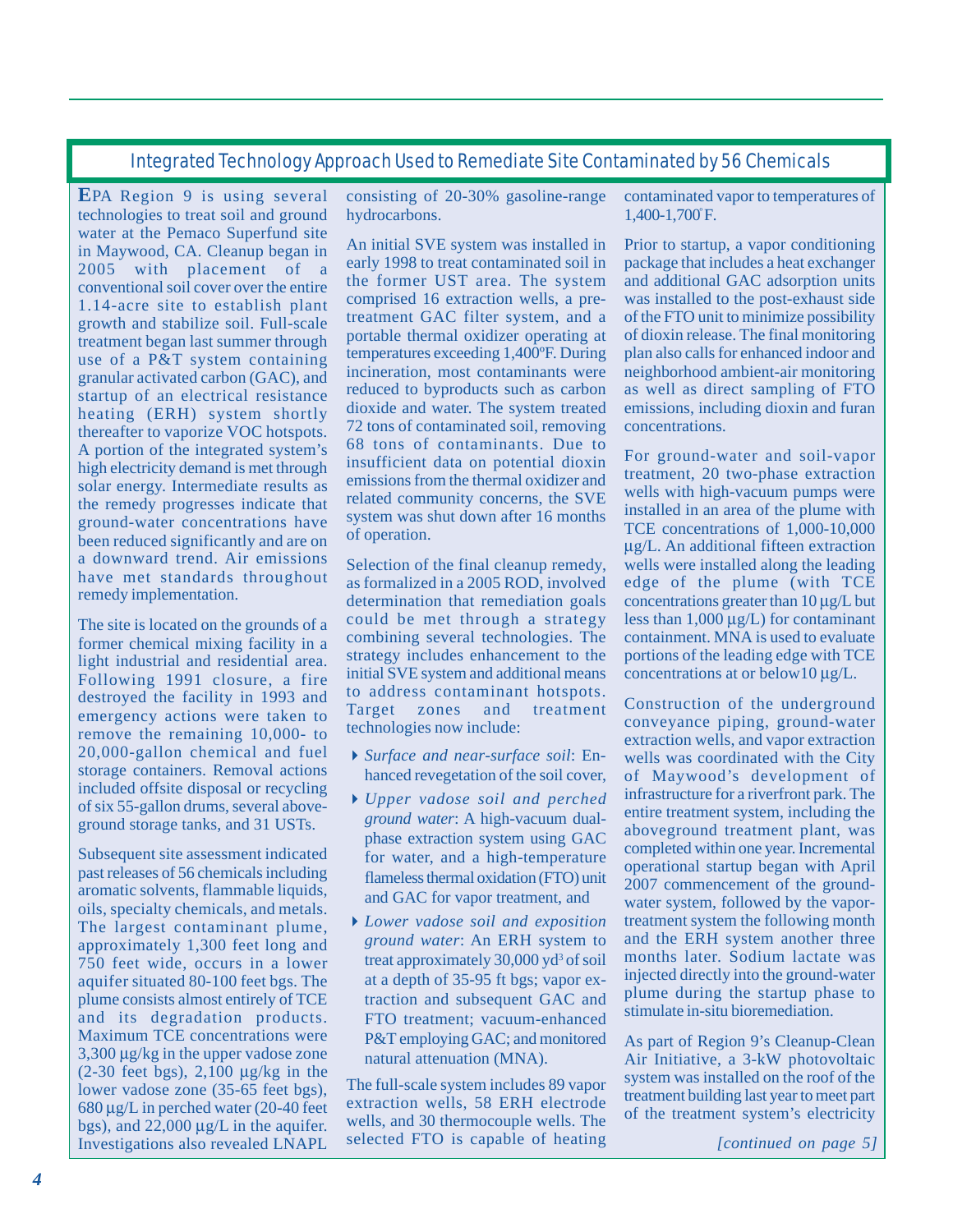## Integrated Technology Approach Used to Remediate Site Contaminated by 56 Chemicals

EPA Region 9 is using several technologies to treat soil and ground water at the Pemaco Superfund site in Maywood, CA. Cleanup began in 2005 with placement of a conventional soil cover over the entire 1.14-acre site to establish plant growth and stabilize soil. Full-scale treatment began last summer through use of a P&T system containing granular activated carbon (GAC), and startup of an electrical resistance heating (ERH) system shortly thereafter to vaporize VOC hotspots. A portion of the integrated system's high electricity demand is met through solar energy. Intermediate results as the remedy progresses indicate that ground-water concentrations have been reduced significantly and are on a downward trend. Air emissions have met standards throughout remedy implementation.

The site is located on the grounds of a former chemical mixing facility in a light industrial and residential area. Following 1991 closure, a fire destroyed the facility in 1993 and emergency actions were taken to remove the remaining 10,000- to 20,000-gallon chemical and fuel storage containers. Removal actions included offsite disposal or recycling of six 55-gallon drums, several above-ground storage tanks, and 31 USTs.

Subsequent site assessment indicated past releases of 56 chemicals including aromatic solvents, flammable liquids, oils, specialty chemicals, and metals. The largest contaminant plume, approximately 1,300 feet long and 750 feet wide, occurs in a lower aquifer situated 80-100 feet bgs. The plume consists almost entirely of TCE and its degradation products. Maximum TCE concentrations were 3,300 µg/kg in the upper vadose zone (2-30 feet bgs), 2,100 µg/kg in the lower vadose zone (35-65 feet bgs), 680 µg/L in perched water (20-40 feet bgs), and 22,000 µg/L in the aquifer. Investigations also revealed LNAPL consisting of 20-30% gasoline-range hydrocarbons.

An initial SVE system was installed in early 1998 to treat contaminated soil in the former UST area. The system comprised 16 extraction wells, a pre-treatment GAC filter system, and a portable thermal oxidizer operating at temperatures exceeding 1,400ºF. During incineration, most contaminants were reduced to byproducts such as carbon dioxide and water. The system treated 72 tons of contaminated soil, removing 68 tons of contaminants. Due to insufficient data on potential dioxin emissions from the thermal oxidizer and related community concerns, the SVE system was shut down after 16 months of operation.

Selection of the final cleanup remedy, as formalized in a 2005 ROD, involved determination that remediation goals could be met through a strategy combining several technologies. The strategy includes enhancement to the initial SVE system and additional means to address contaminant hotspots. Target zones and treatment technologies now include:

- *Surface and near-surface soil*: Enhanced revegetation of the soil cover,
- *Upper vadose soil and perched ground water*: A high-vacuum dual-phase extraction system using GAC for water, and a high-temperature flameless thermal oxidation (FTO) unit and GAC for vapor treatment, and
- *Lower vadose soil and exposition ground water*: An ERH system to treat approximately 30,000 yd$^3$ of soil at a depth of 35-95 ft bgs; vapor extraction and subsequent GAC and FTO treatment; vacuum-enhanced P&T employing GAC; and monitored natural attenuation (MNA).

The full-scale system includes 89 vapor extraction wells, 58 ERH electrode wells, and 30 thermocouple wells. The selected FTO is capable of heating contaminated vapor to temperatures of 1,400-1,700°F.

Prior to startup, a vapor conditioning package that includes a heat exchanger and additional GAC adsorption units was installed to the post-exhaust side of the FTO unit to minimize possibility of dioxin release. The final monitoring plan also calls for enhanced indoor and neighborhood ambient-air monitoring as well as direct sampling of FTO emissions, including dioxin and furan concentrations.

For ground-water and soil-vapor treatment, 20 two-phase extraction wells with high-vacuum pumps were installed in an area of the plume with TCE concentrations of 1,000-10,000 µg/L. An additional fifteen extraction wells were installed along the leading edge of the plume (with TCE concentrations greater than 10 µg/L but less than 1,000 µg/L) for contaminant containment. MNA is used to evaluate portions of the leading edge with TCE concentrations at or below10 µg/L.

Construction of the underground conveyance piping, ground-water extraction wells, and vapor extraction wells was coordinated with the City of Maywood's development of infrastructure for a riverfront park. The entire treatment system, including the aboveground treatment plant, was completed within one year. Incremental operational startup began with April 2007 commencement of the ground-water system, followed by the vapor-treatment system the following month and the ERH system another three months later. Sodium lactate was injected directly into the ground-water plume during the startup phase to stimulate in-situ bioremediation.

As part of Region 9's Cleanup-Clean Air Initiative, a 3-kW photovoltaic system was installed on the roof of the treatment building last year to meet part of the treatment system's electricity

*[continued on page 5]*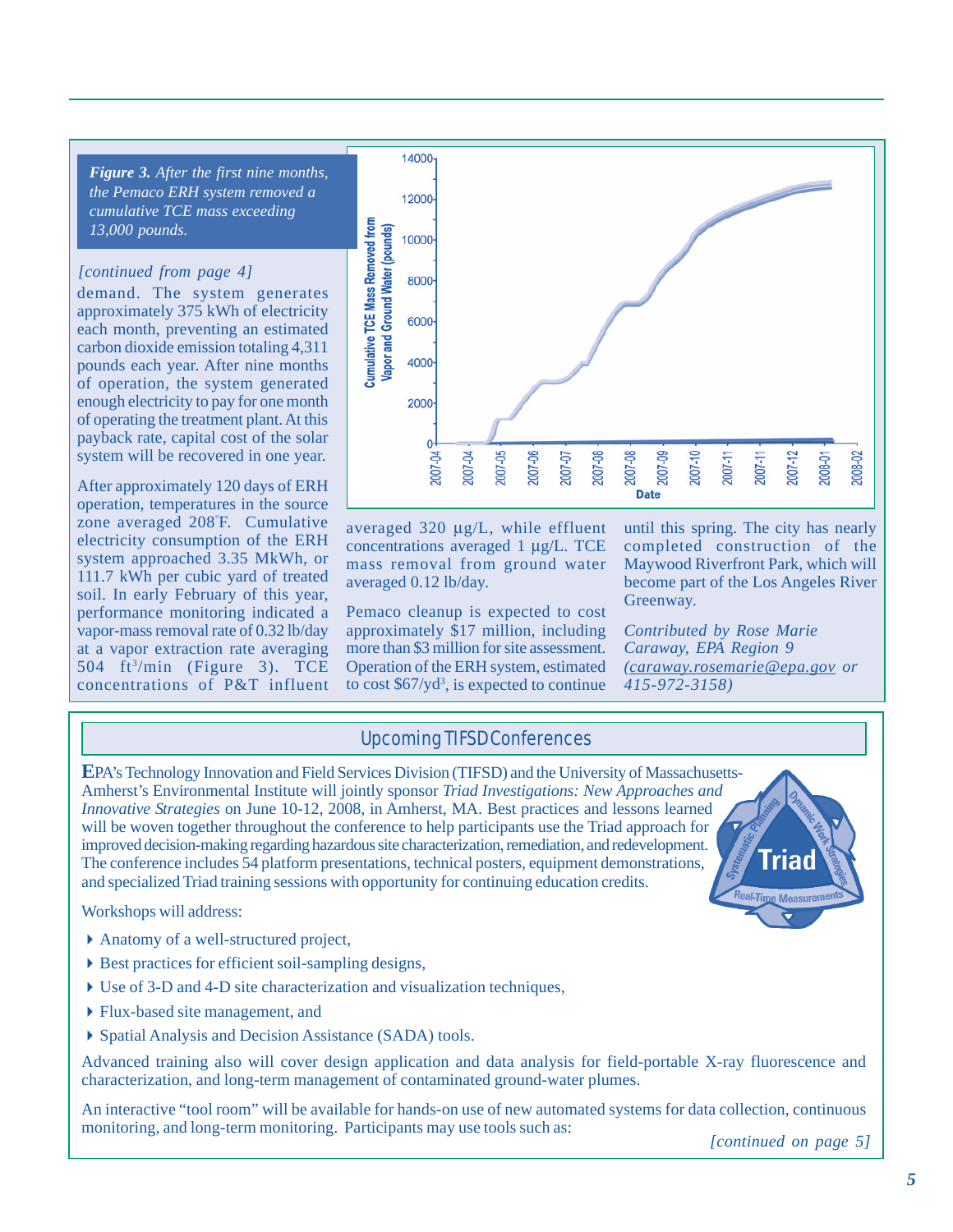*Figure 3. After the first nine months, the Pemaco ERH system removed a cumulative TCE mass exceeding 13,000 pounds.*

*[continued from page 4]*

demand. The system generates approximately 375 kWh of electricity each month, preventing an estimated carbon dioxide emission totaling 4,311 pounds each year. After nine months of operation, the system generated enough electricity to pay for one month of operating the treatment plant. At this payback rate, capital cost of the solar system will be recovered in one year.

After approximately 120 days of ERH operation, temperatures in the source zone averaged 208°F. Cumulative electricity consumption of the ERH system approached 3.35 MkWh, or 111.7 kWh per cubic yard of treated soil. In early February of this year, performance monitoring indicated a vapor-mass removal rate of 0.32 lb/day at a vapor extraction rate averaging 504 ft$^3$/min (Figure 3). TCE concentrations of P&T influent averaged 320 µg/L, while effluent concentrations averaged 1 µg/L. TCE mass removal from ground water averaged 0.12 lb/day.

Pemaco cleanup is expected to cost approximately $17 million, including more than $3 million for site assessment. Operation of the ERH system, estimated to cost $67/yd$^3$, is expected to continue until this spring. The city has nearly completed construction of the Maywood Riverfront Park, which will become part of the Los Angeles River Greenway.

*Contributed by Rose Marie Caraway, EPA Region 9 (caraway.rosemarie@epa.gov or 415-972-3158)*

## Upcoming TIFSD Conferences

EPA's Technology Innovation and Field Services Division (TIFSD) and the University of Massachusetts-Amherst's Environmental Institute will jointly sponsor *Triad Investigations: New Approaches and Innovative Strategies* on June 10-12, 2008, in Amherst, MA. Best practices and lessons learned will be woven together throughout the conference to help participants use the Triad approach for improved decision-making regarding hazardous site characterization, remediation, and redevelopment. The conference includes 54 platform presentations, technical posters, equipment demonstrations, and specialized Triad training sessions with opportunity for continuing education credits.

Workshops will address:

- Anatomy of a well-structured project,
- Best practices for efficient soil-sampling designs,
- Use of 3-D and 4-D site characterization and visualization techniques,
- Flux-based site management, and
- Spatial Analysis and Decision Assistance (SADA) tools.

Advanced training also will cover design application and data analysis for field-portable X-ray fluorescence and characterization, and long-term management of contaminated ground-water plumes.

An interactive "tool room" will be available for hands-on use of new automated systems for data collection, continuous monitoring, and long-term monitoring. Participants may use tools such as:

*[continued on page 5]*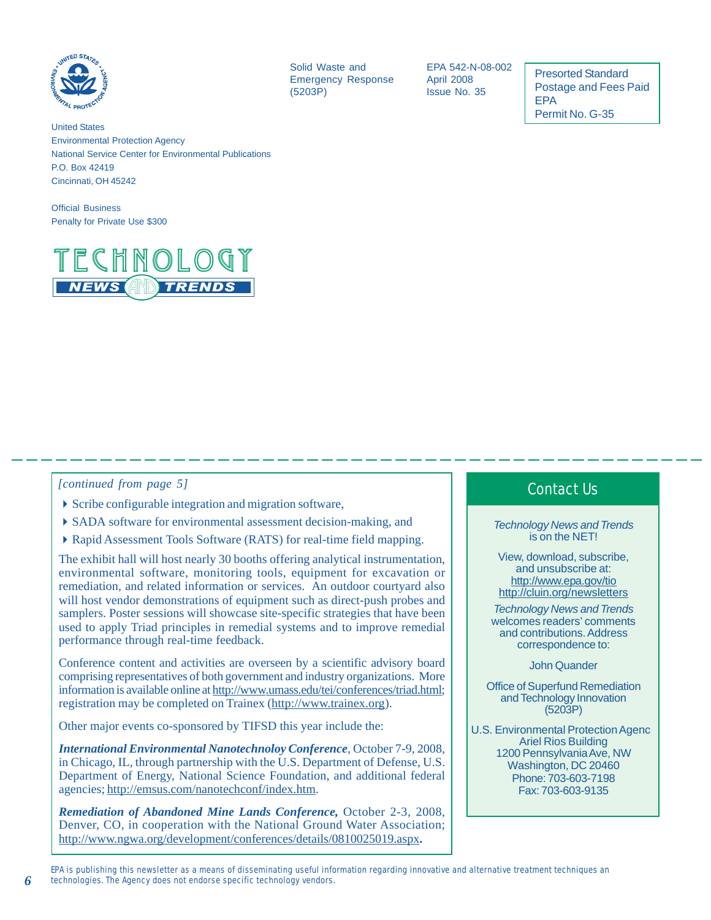Solid Waste and Emergency Response (5203P)

EPA 542-N-08-002
April 2008
Issue No. 35

Presorted Standard
Postage and Fees Paid
EPA
Permit No. G-35

United States
Environmental Protection Agency
National Service Center for Environmental Publications
P.O. Box 42419
Cincinnati, OH 45242

Official Business
Penalty for Private Use $300

TECHNOLOGY NEWS AND TRENDS

*[continued from page 5]*

- Scribe configurable integration and migration software,
- SADA software for environmental assessment decision-making, and
- Rapid Assessment Tools Software (RATS) for real-time field mapping.

The exhibit hall will host nearly 30 booths offering analytical instrumentation, environmental software, monitoring tools, equipment for excavation or remediation, and related information or services. An outdoor courtyard also will host vendor demonstrations of equipment such as direct-push probes and samplers. Poster sessions will showcase site-specific strategies that have been used to apply Triad principles in remedial systems and to improve remedial performance through real-time feedback.

Conference content and activities are overseen by a scientific advisory board comprising representatives of both government and industry organizations. More information is available online at http://www.umass.edu/tei/conferences/triad.html; registration may be completed on Trainex (http://www.trainex.org).

Other major events co-sponsored by TIFSD this year include the:

***International Environmental Nanotechnoloy Conference***, October 7-9, 2008, in Chicago, IL, through partnership with the U.S. Department of Defense, U.S. Department of Energy, National Science Foundation, and additional federal agencies; http://emsus.com/nanotechconf/index.htm.

***Remediation of Abandoned Mine Lands Conference,*** October 2-3, 2008, Denver, CO, in cooperation with the National Ground Water Association; http://www.ngwa.org/development/conferences/details/0810025019.aspx**.**

## Contact Us

*Technology News and Trends* is on the NET!

View, download, subscribe, and unsubscribe at:
http://www.epa.gov/tio
http://cluin.org/newsletters

*Technology News and Trends* welcomes readers' comments and contributions. Address correspondence to:

John Quander

Office of Superfund Remediation and Technology Innovation
(5203P)

U.S. Environmental Protection Agenc
Ariel Rios Building
1200 Pennsylvania Ave, NW
Washington, DC 20460
Phone: 703-603-7198
Fax: 703-603-9135

EPA is publishing this newsletter as a means of disseminating useful information regarding innovative and alternative treatment techniques an technologies. The Agency does not endorse specific technology vendors.